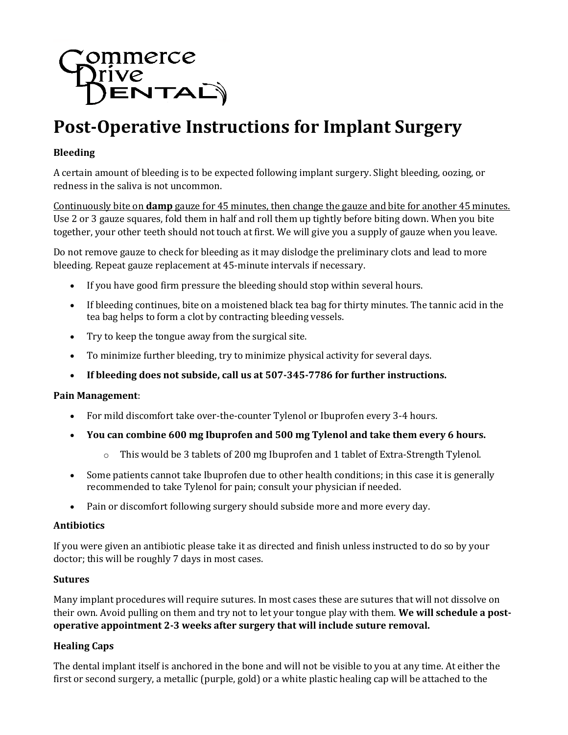Commerce Drive Dental

# Post-Operative Instructions for Implant Surgery

**Bleeding**

A certain amount of bleeding is to be expected following implant surgery. Slight bleeding, oozing, or redness in the saliva is not uncommon.

<u>Continuously bite on **damp** gauze for 45 minutes, then change the gauze and bite for another 45 minutes.</u> Use 2 or 3 gauze squares, fold them in half and roll them up tightly before biting down. When you bite together, your other teeth should not touch at first. We will give you a supply of gauze when you leave.

Do not remove gauze to check for bleeding as it may dislodge the preliminary clots and lead to more bleeding. Repeat gauze replacement at 45-minute intervals if necessary.

- If you have good firm pressure the bleeding should stop within several hours.
- If bleeding continues, bite on a moistened black tea bag for thirty minutes. The tannic acid in the tea bag helps to form a clot by contracting bleeding vessels.
- Try to keep the tongue away from the surgical site.
- To minimize further bleeding, try to minimize physical activity for several days.
- **If bleeding does not subside, call us at 507-345-7786 for further instructions.**

**Pain Management**:

- For mild discomfort take over-the-counter Tylenol or Ibuprofen every 3-4 hours.
- **You can combine 600 mg Ibuprofen and 500 mg Tylenol and take them every 6 hours.**
    - This would be 3 tablets of 200 mg Ibuprofen and 1 tablet of Extra-Strength Tylenol.
- Some patients cannot take Ibuprofen due to other health conditions; in this case it is generally recommended to take Tylenol for pain; consult your physician if needed.
- Pain or discomfort following surgery should subside more and more every day.

**Antibiotics**

If you were given an antibiotic please take it as directed and finish unless instructed to do so by your doctor; this will be roughly 7 days in most cases.

**Sutures**

Many implant procedures will require sutures. In most cases these are sutures that will not dissolve on their own. Avoid pulling on them and try not to let your tongue play with them. **We will schedule a post-operative appointment 2-3 weeks after surgery that will include suture removal.**

**Healing Caps**

The dental implant itself is anchored in the bone and will not be visible to you at any time. At either the first or second surgery, a metallic (purple, gold) or a white plastic healing cap will be attached to the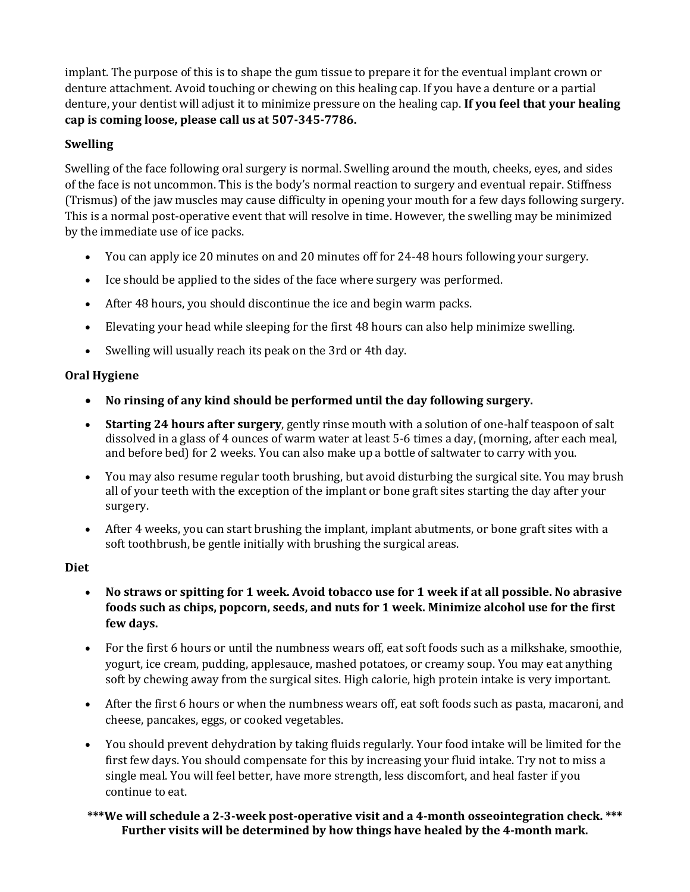implant. The purpose of this is to shape the gum tissue to prepare it for the eventual implant crown or denture attachment. Avoid touching or chewing on this healing cap. If you have a denture or a partial denture, your dentist will adjust it to minimize pressure on the healing cap. **If you feel that your healing cap is coming loose, please call us at 507-345-7786.**

**Swelling**

Swelling of the face following oral surgery is normal. Swelling around the mouth, cheeks, eyes, and sides of the face is not uncommon. This is the body's normal reaction to surgery and eventual repair. Stiffness (Trismus) of the jaw muscles may cause difficulty in opening your mouth for a few days following surgery. This is a normal post-operative event that will resolve in time. However, the swelling may be minimized by the immediate use of ice packs.

- You can apply ice 20 minutes on and 20 minutes off for 24-48 hours following your surgery.
- Ice should be applied to the sides of the face where surgery was performed.
- After 48 hours, you should discontinue the ice and begin warm packs.
- Elevating your head while sleeping for the first 48 hours can also help minimize swelling.
- Swelling will usually reach its peak on the 3rd or 4th day.

**Oral Hygiene**

- **No rinsing of any kind should be performed until the day following surgery.**
- **Starting 24 hours after surgery**, gently rinse mouth with a solution of one-half teaspoon of salt dissolved in a glass of 4 ounces of warm water at least 5-6 times a day, (morning, after each meal, and before bed) for 2 weeks. You can also make up a bottle of saltwater to carry with you.
- You may also resume regular tooth brushing, but avoid disturbing the surgical site. You may brush all of your teeth with the exception of the implant or bone graft sites starting the day after your surgery.
- After 4 weeks, you can start brushing the implant, implant abutments, or bone graft sites with a soft toothbrush, be gentle initially with brushing the surgical areas.

**Diet**

- **No straws or spitting for 1 week. Avoid tobacco use for 1 week if at all possible. No abrasive foods such as chips, popcorn, seeds, and nuts for 1 week. Minimize alcohol use for the first few days.**
- For the first 6 hours or until the numbness wears off, eat soft foods such as a milkshake, smoothie, yogurt, ice cream, pudding, applesauce, mashed potatoes, or creamy soup. You may eat anything soft by chewing away from the surgical sites. High calorie, high protein intake is very important.
- After the first 6 hours or when the numbness wears off, eat soft foods such as pasta, macaroni, and cheese, pancakes, eggs, or cooked vegetables.
- You should prevent dehydration by taking fluids regularly. Your food intake will be limited for the first few days. You should compensate for this by increasing your fluid intake. Try not to miss a single meal. You will feel better, have more strength, less discomfort, and heal faster if you continue to eat.

**\*\*\*We will schedule a 2-3-week post-operative visit and a 4-month osseointegration check. \*\*\***
**Further visits will be determined by how things have healed by the 4-month mark.**